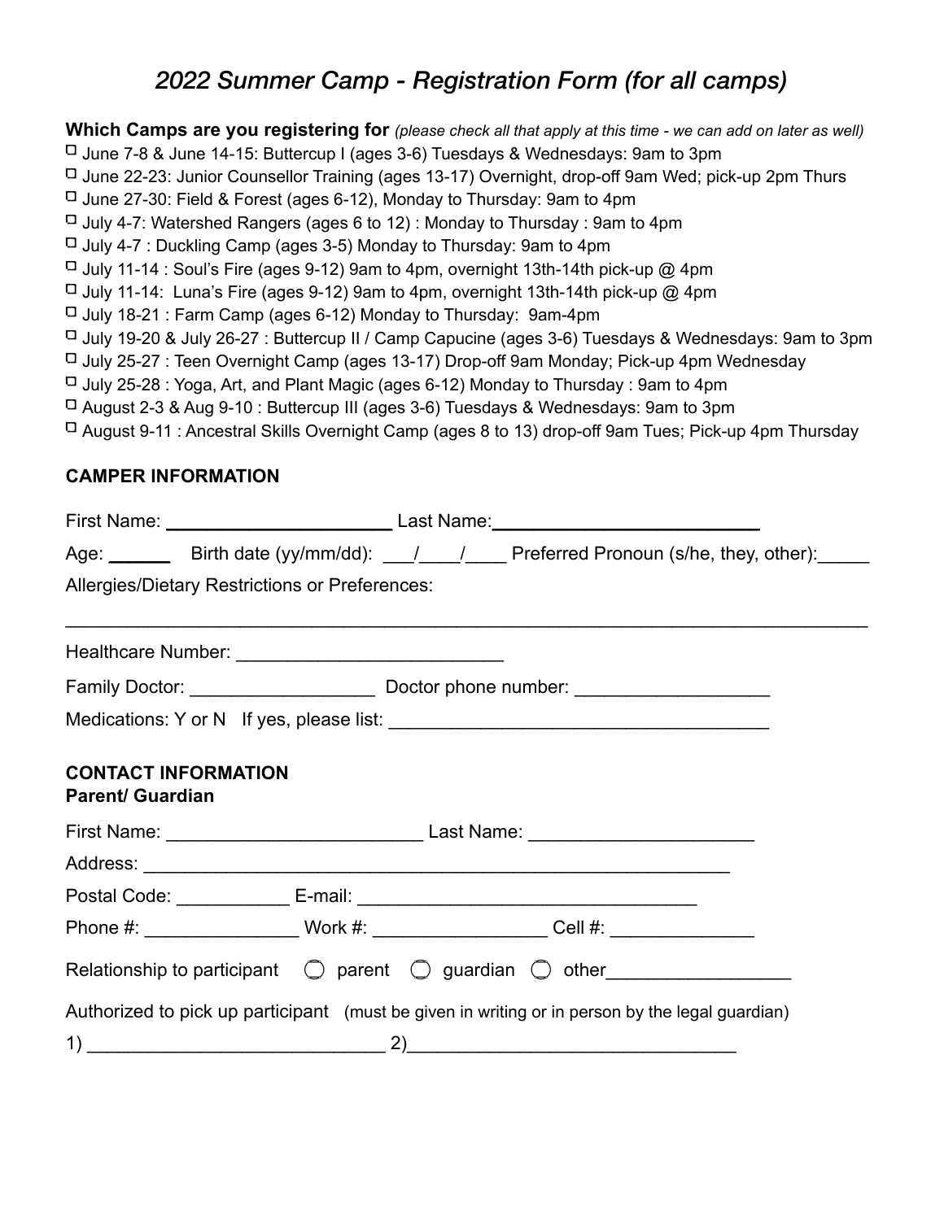# *2022 Summer Camp - Registration Form (for all camps)*

**Which Camps are you registering for** *(please check all that apply at this time - we can add on later as well)*

- ☐ June 7-8 & June 14-15: Buttercup I (ages 3-6) Tuesdays & Wednesdays: 9am to 3pm
- ☐ June 22-23: Junior Counsellor Training (ages 13-17) Overnight, drop-off 9am Wed; pick-up 2pm Thurs
- ☐ June 27-30: Field & Forest (ages 6-12), Monday to Thursday: 9am to 4pm
- ☐ July 4-7: Watershed Rangers (ages 6 to 12) : Monday to Thursday : 9am to 4pm
- ☐ July 4-7 : Duckling Camp (ages 3-5) Monday to Thursday: 9am to 4pm
- ☐ July 11-14 : Soul's Fire (ages 9-12) 9am to 4pm, overnight 13th-14th pick-up @ 4pm
- ☐ July 11-14: Luna's Fire (ages 9-12) 9am to 4pm, overnight 13th-14th pick-up @ 4pm
- ☐ July 18-21 : Farm Camp (ages 6-12) Monday to Thursday: 9am-4pm
- ☐ July 19-20 & July 26-27 : Buttercup II / Camp Capucine (ages 3-6) Tuesdays & Wednesdays: 9am to 3pm
- ☐ July 25-27 : Teen Overnight Camp (ages 13-17) Drop-off 9am Monday; Pick-up 4pm Wednesday
- ☐ July 25-28 : Yoga, Art, and Plant Magic (ages 6-12) Monday to Thursday : 9am to 4pm
- ☐ August 2-3 & Aug 9-10 : Buttercup III (ages 3-6) Tuesdays & Wednesdays: 9am to 3pm
- ☐ August 9-11 : Ancestral Skills Overnight Camp (ages 8 to 13) drop-off 9am Tues; Pick-up 4pm Thursday

## CAMPER INFORMATION

First Name: ______________________ Last Name: __________________________

Age: ______ Birth date (yy/mm/dd): ___/____/____ Preferred Pronoun (s/he, they, other):_____

Allergies/Dietary Restrictions or Preferences:

_______________________________________________________________________________

Healthcare Number: _________________________

Family Doctor: _________________ Doctor phone number: __________________

Medications: Y or N If yes, please list: ___________________________________

## CONTACT INFORMATION

**Parent/ Guardian**

First Name: ________________________ Last Name: _____________________

Address: _______________________________________________________

Postal Code: __________ E-mail: ________________________________

Phone #: ______________ Work #: ________________ Cell #: _____________

Relationship to participant ◯ parent ◯ guardian ◯ other_________________

Authorized to pick up participant (must be given in writing or in person by the legal guardian)

1) ____________________________ 2)_______________________________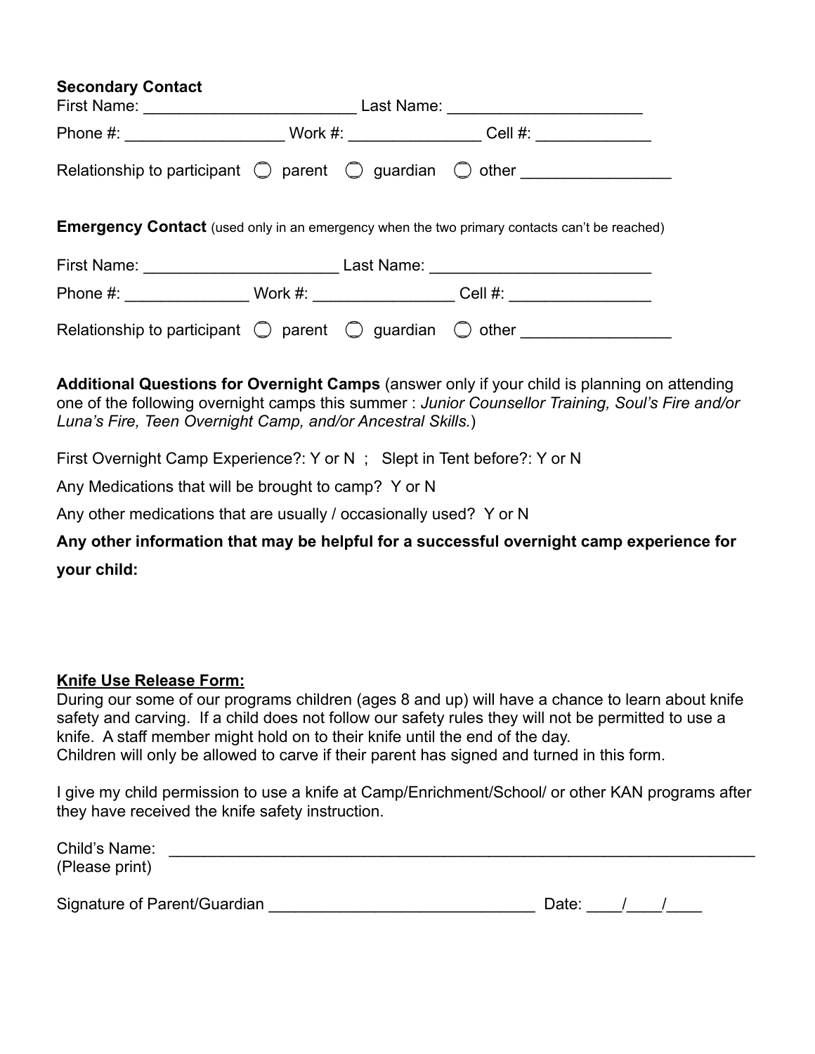**Secondary Contact**

First Name: ________________________ Last Name: ______________________

Phone #: __________________ Work #: _______________ Cell #: _____________

Relationship to participant ◯ parent ◯ guardian ◯ other _________________

**Emergency Contact** (used only in an emergency when the two primary contacts can't be reached)

First Name: ______________________ Last Name: _________________________

Phone #: ______________ Work #: ________________ Cell #: ________________

Relationship to participant ◯ parent ◯ guardian ◯ other _________________

**Additional Questions for Overnight Camps** (answer only if your child is planning on attending one of the following overnight camps this summer : *Junior Counsellor Training, Soul's Fire and/or Luna's Fire, Teen Overnight Camp, and/or Ancestral Skills.*)

First Overnight Camp Experience?: Y or N ; Slept in Tent before?: Y or N

Any Medications that will be brought to camp? Y or N

Any other medications that are usually / occasionally used? Y or N

**Any other information that may be helpful for a successful overnight camp experience for your child:**

**<u>Knife Use Release Form:</u>**

During our some of our programs children (ages 8 and up) will have a chance to learn about knife safety and carving. If a child does not follow our safety rules they will not be permitted to use a knife. A staff member might hold on to their knife until the end of the day.
Children will only be allowed to carve if their parent has signed and turned in this form.

I give my child permission to use a knife at Camp/Enrichment/School/ or other KAN programs after they have received the knife safety instruction.

Child's Name: ______________________________________________________________________
(Please print)

Signature of Parent/Guardian ______________________________ Date: ____/____/____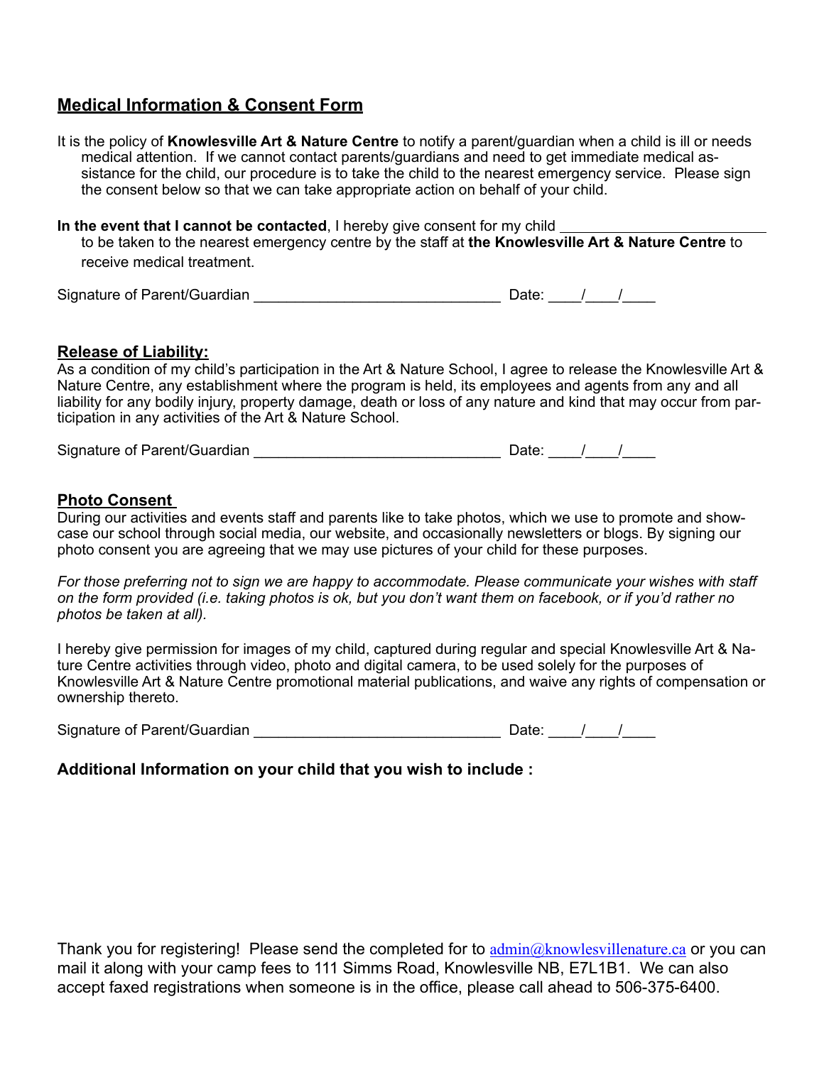## **Medical Information & Consent Form**

It is the policy of **Knowlesville Art & Nature Centre** to notify a parent/guardian when a child is ill or needs medical attention. If we cannot contact parents/guardians and need to get immediate medical assistance for the child, our procedure is to take the child to the nearest emergency service. Please sign the consent below so that we can take appropriate action on behalf of your child.

**In the event that I cannot be contacted**, I hereby give consent for my child ________________________ to be taken to the nearest emergency centre by the staff at **the Knowlesville Art & Nature Centre** to receive medical treatment.

Signature of Parent/Guardian ______________________________ Date: ____/____/____

### **Release of Liability:**

As a condition of my child's participation in the Art & Nature School, I agree to release the Knowlesville Art & Nature Centre, any establishment where the program is held, its employees and agents from any and all liability for any bodily injury, property damage, death or loss of any nature and kind that may occur from participation in any activities of the Art & Nature School.

Signature of Parent/Guardian ______________________________ Date: ____/____/____

### **Photo Consent**

During our activities and events staff and parents like to take photos, which we use to promote and showcase our school through social media, our website, and occasionally newsletters or blogs. By signing our photo consent you are agreeing that we may use pictures of your child for these purposes.

*For those preferring not to sign we are happy to accommodate. Please communicate your wishes with staff on the form provided (i.e. taking photos is ok, but you don't want them on facebook, or if you'd rather no photos be taken at all).*

I hereby give permission for images of my child, captured during regular and special Knowlesville Art & Nature Centre activities through video, photo and digital camera, to be used solely for the purposes of Knowlesville Art & Nature Centre promotional material publications, and waive any rights of compensation or ownership thereto.

Signature of Parent/Guardian ______________________________ Date: ____/____/____

**Additional Information on your child that you wish to include :**

Thank you for registering! Please send the completed for to admin@knowlesvillenature.ca or you can mail it along with your camp fees to 111 Simms Road, Knowlesville NB, E7L1B1. We can also accept faxed registrations when someone is in the office, please call ahead to 506-375-6400.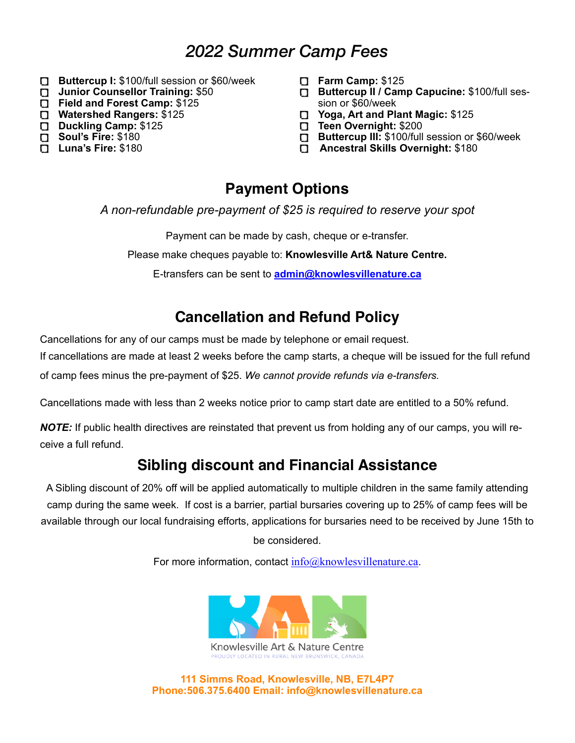# *2022 Summer Camp Fees*

- ☐ **Buttercup I:** $100/full session or $60/week
- ☐ **Junior Counsellor Training:** $50
- ☐ **Field and Forest Camp:** $125
- ☐ **Watershed Rangers:** $125
- ☐ **Duckling Camp:** $125
- ☐ **Soul's Fire:** $180
- ☐ **Luna's Fire:** $180
- ☐ **Farm Camp:** $125
- ☐ **Buttercup II / Camp Capucine:** $100/full session or $60/week
- ☐ **Yoga, Art and Plant Magic:** $125
- ☐ **Teen Overnight:** $200
- ☐ **Buttercup III:** $100/full session or $60/week
- ☐ **Ancestral Skills Overnight:** $180

## Payment Options

*A non-refundable pre-payment of $25 is required to reserve your spot*

Payment can be made by cash, cheque or e-transfer.

Please make cheques payable to: **Knowlesville Art& Nature Centre.**

E-transfers can be sent to **admin@knowlesvillenature.ca**

## Cancellation and Refund Policy

Cancellations for any of our camps must be made by telephone or email request.

If cancellations are made at least 2 weeks before the camp starts, a cheque will be issued for the full refund of camp fees minus the pre-payment of $25. *We cannot provide refunds via e-transfers.*

Cancellations made with less than 2 weeks notice prior to camp start date are entitled to a 50% refund.

***NOTE:*** If public health directives are reinstated that prevent us from holding any of our camps, you will receive a full refund.

## Sibling discount and Financial Assistance

A Sibling discount of 20% off will be applied automatically to multiple children in the same family attending camp during the same week. If cost is a barrier, partial bursaries covering up to 25% of camp fees will be available through our local fundraising efforts, applications for bursaries need to be received by June 15th to be considered.

For more information, contact info@knowlesvillenature.ca.

Knowlesville Art & Nature Centre
PROUDLY LOCATED IN RURAL NEW BRUNSWICK, CANADA

**111 Simms Road, Knowlesville, NB, E7L4P7**
**Phone:506.375.6400 Email: info@knowlesvillenature.ca**